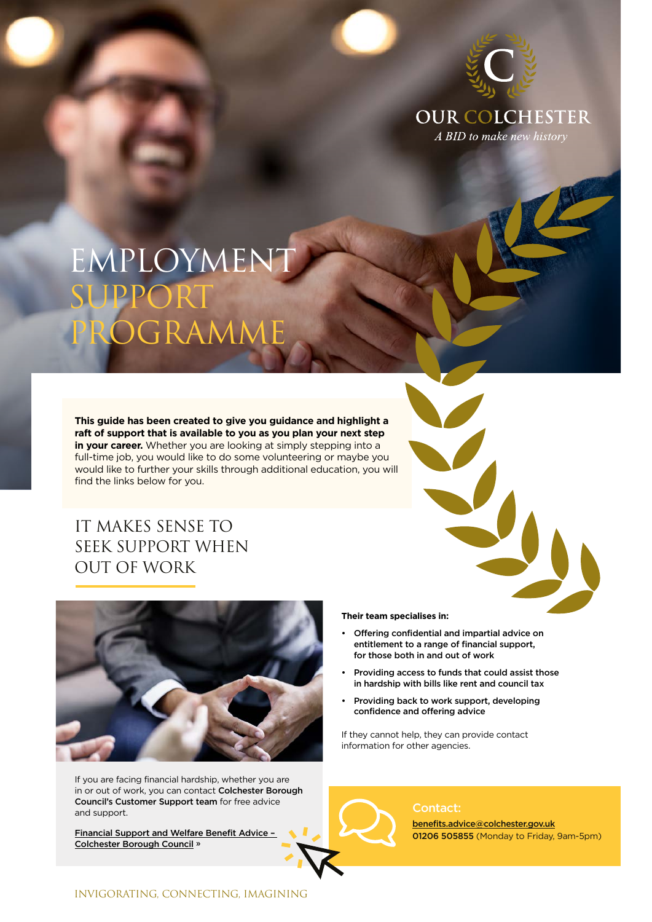OUR COLCHESTER

*A BID to make new history*

# EMPLOYMENT SUPPORT PROGRAMME

**This guide has been created to give you guidance and highlight a raft of support that is available to you as you plan your next step in your career.** Whether you are looking at simply stepping into a full-time job, you would like to do some volunteering or maybe you would like to further your skills through additional education, you will find the links below for you.

## IT MAKES SENSE TO SEEK SUPPORT WHEN OUT OF WORK

If you are facing financial hardship, whether you are in or out of work, you can contact **Colchester Borough Council's Customer Support team** for free advice and support.

Financial Support and Welfare Benefit Advice – Colchester Borough Council »

**Their team specialises in:**

- **Offering confidential and impartial advice on entitlement to a range of financial support, for those both in and out of work**
- **Providing access to funds that could assist those in hardship with bills like rent and council tax**
- **Providing back to work support, developing confidence and offering advice**

If they cannot help, they can provide contact information for other agencies.

**Contact:**

benefits.advice@colchester.gov.uk

**01206 505855** (Monday to Friday, 9am-5pm)

INVIGORATING, CONNECTING, IMAGINING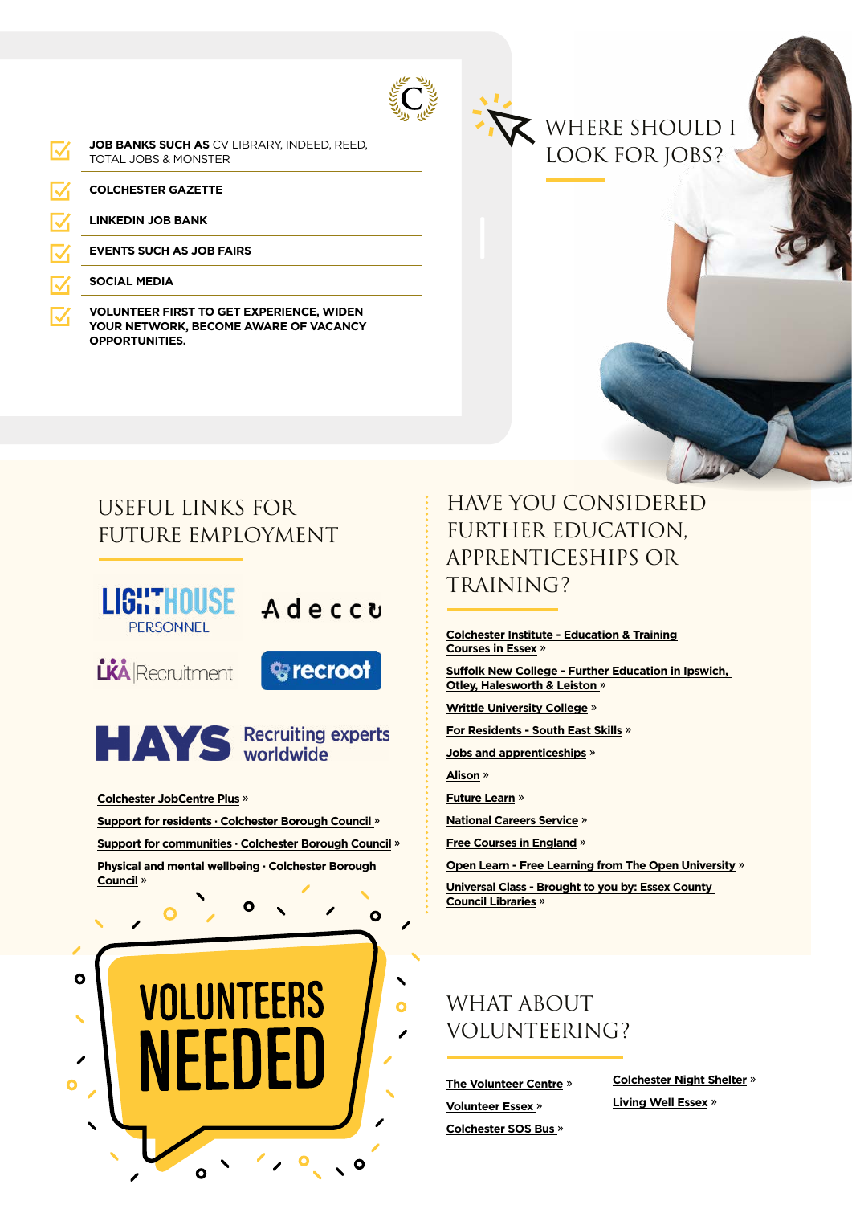## WHERE SHOULD I LOOK FOR JOBS?

- **JOB BANKS SUCH AS** CV LIBRARY, INDEED, REED, TOTAL JOBS & MONSTER
- **COLCHESTER GAZETTE**
- **LINKEDIN JOB BANK**
- **EVENTS SUCH AS JOB FAIRS**
- **SOCIAL MEDIA**
- **VOLUNTEER FIRST TO GET EXPERIENCE, WIDEN YOUR NETWORK, BECOME AWARE OF VACANCY OPPORTUNITIES.**

## USEFUL LINKS FOR FUTURE EMPLOYMENT

LIGHTHOUSE PERSONNEL

Adecco

LKA Recruitment

recroot

HAYS Recruiting experts worldwide

- Colchester JobCentre Plus »
- Support for residents · Colchester Borough Council »
- Support for communities · Colchester Borough Council »
- Physical and mental wellbeing · Colchester Borough Council »

## HAVE YOU CONSIDERED FURTHER EDUCATION, APPRENTICESHIPS OR TRAINING?

- Colchester Institute - Education & Training Courses in Essex »
- Suffolk New College - Further Education in Ipswich, Otley, Halesworth & Leiston »
- Writtle University College »
- For Residents - South East Skills »
- Jobs and apprenticeships »
- Alison »
- Future Learn »
- National Careers Service »
- Free Courses in England »
- Open Learn - Free Learning from The Open University »
- Universal Class - Brought to you by: Essex County Council Libraries »

VOLUNTEERS NEEDED

## WHAT ABOUT VOLUNTEERING?

- The Volunteer Centre »
- Volunteer Essex »
- Colchester SOS Bus »
- Colchester Night Shelter »
- Living Well Essex »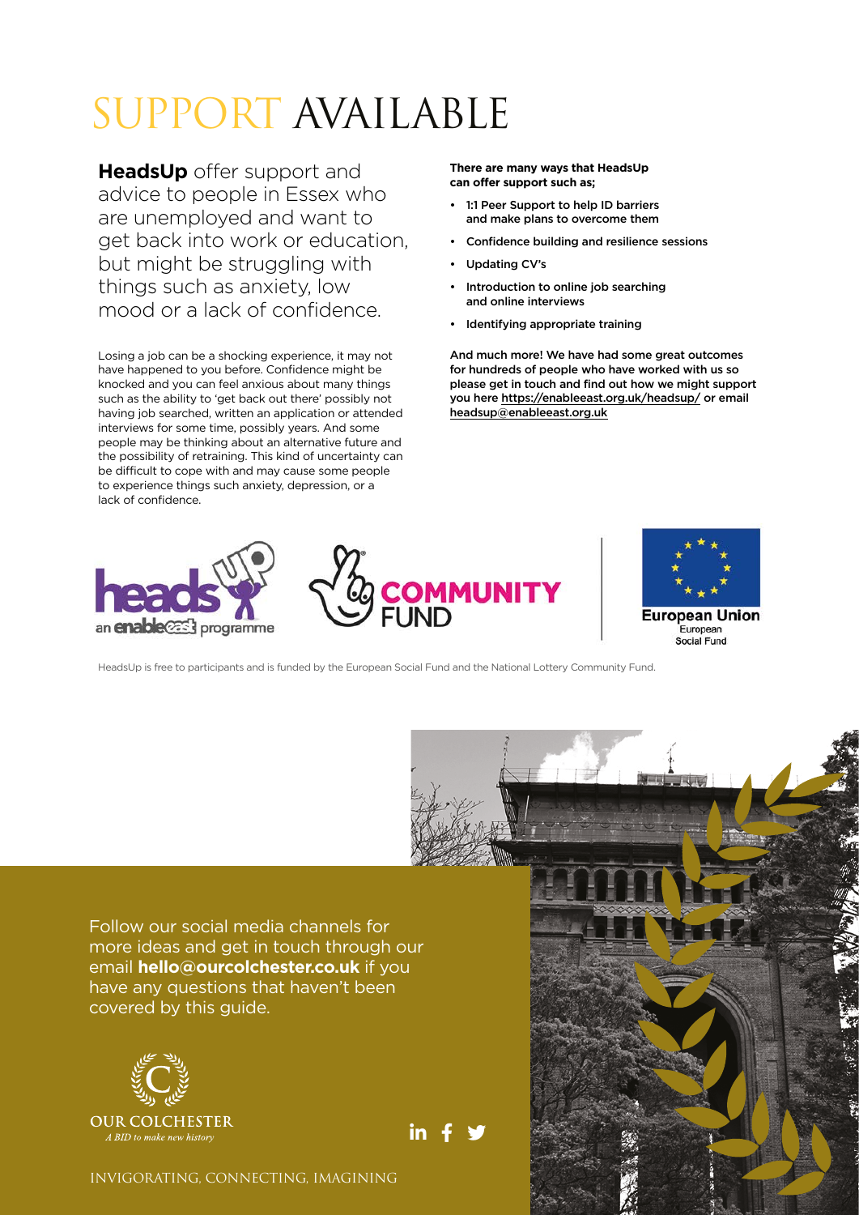# SUPPORT AVAILABLE

**HeadsUp** offer support and advice to people in Essex who are unemployed and want to get back into work or education, but might be struggling with things such as anxiety, low mood or a lack of confidence.

Losing a job can be a shocking experience, it may not have happened to you before. Confidence might be knocked and you can feel anxious about many things such as the ability to 'get back out there' possibly not having job searched, written an application or attended interviews for some time, possibly years. And some people may be thinking about an alternative future and the possibility of retraining. This kind of uncertainty can be difficult to cope with and may cause some people to experience things such anxiety, depression, or a lack of confidence.

**There are many ways that HeadsUp can offer support such as;**

- **1:1 Peer Support to help ID barriers and make plans to overcome them**
- **Confidence building and resilience sessions**
- **Updating CV's**
- **Introduction to online job searching and online interviews**
- **Identifying appropriate training**

**And much more! We have had some great outcomes for hundreds of people who have worked with us so please get in touch and find out how we might support you here https://enableeast.org.uk/headsup/ or email headsup@enableeast.org.uk**

heads UP – an enable east programme

COMMUNITY FUND

European Union
European Social Fund

HeadsUp is free to participants and is funded by the European Social Fund and the National Lottery Community Fund.

Follow our social media channels for more ideas and get in touch through our email **hello@ourcolchester.co.uk** if you have any questions that haven't been covered by this guide.

OUR COLCHESTER
*A BID to make new history*

INVIGORATING, CONNECTING, IMAGINING